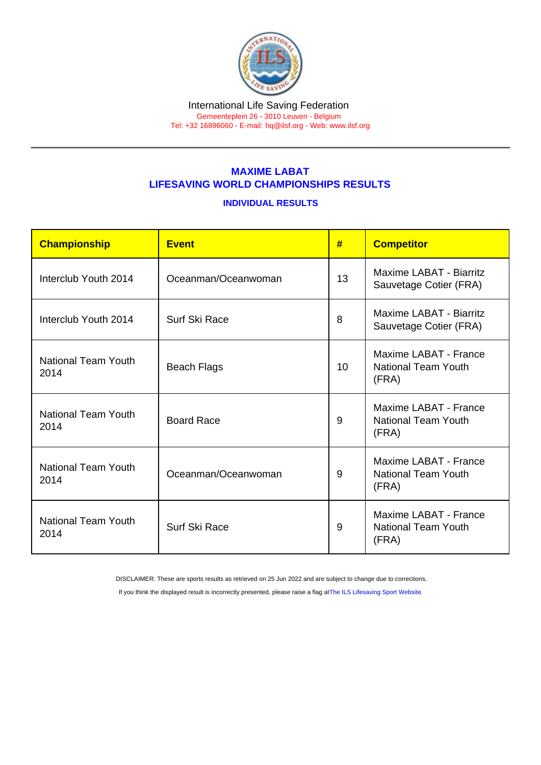International Life Saving Federation

Gemeenteplein 26 - 3010 Leuven - Belgium

Tel: +32 16896060 - E-mail: hq@ilsf.org - Web: www.ilsf.org

## MAXIME LABAT
## LIFESAVING WORLD CHAMPIONSHIPS RESULTS

### INDIVIDUAL RESULTS

| Championship | Event | # | Competitor |
| --- | --- | --- | --- |
| Interclub Youth 2014 | Oceanman/Oceanwoman | 13 | Maxime LABAT - Biarritz Sauvetage Cotier (FRA) |
| Interclub Youth 2014 | Surf Ski Race | 8 | Maxime LABAT - Biarritz Sauvetage Cotier (FRA) |
| National Team Youth 2014 | Beach Flags | 10 | Maxime LABAT - France National Team Youth (FRA) |
| National Team Youth 2014 | Board Race | 9 | Maxime LABAT - France National Team Youth (FRA) |
| National Team Youth 2014 | Oceanman/Oceanwoman | 9 | Maxime LABAT - France National Team Youth (FRA) |
| National Team Youth 2014 | Surf Ski Race | 9 | Maxime LABAT - France National Team Youth (FRA) |

DISCLAIMER: These are sports results as retrieved on 25 Jun 2022 and are subject to change due to corrections.

If you think the displayed result is incorrectly presented, please raise a flag at The ILS Lifesaving Sport Website.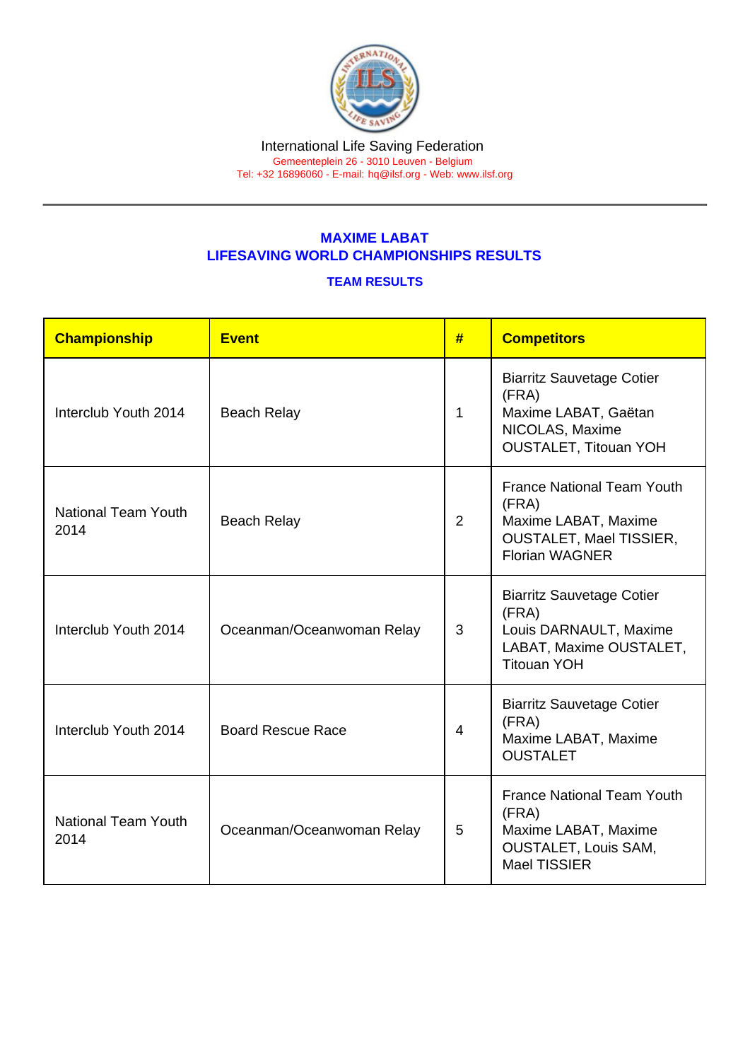International Life Saving Federation
Gemeenteplein 26 - 3010 Leuven - Belgium
Tel: +32 16896060 - E-mail: hq@ilsf.org - Web: www.ilsf.org

## MAXIME LABAT
## LIFESAVING WORLD CHAMPIONSHIPS RESULTS

### TEAM RESULTS

| Championship | Event | # | Competitors |
|---|---|---|---|
| Interclub Youth 2014 | Beach Relay | 1 | Biarritz Sauvetage Cotier (FRA) Maxime LABAT, Gaëtan NICOLAS, Maxime OUSTALET, Titouan YOH |
| National Team Youth 2014 | Beach Relay | 2 | France National Team Youth (FRA) Maxime LABAT, Maxime OUSTALET, Mael TISSIER, Florian WAGNER |
| Interclub Youth 2014 | Oceanman/Oceanwoman Relay | 3 | Biarritz Sauvetage Cotier (FRA) Louis DARNAULT, Maxime LABAT, Maxime OUSTALET, Titouan YOH |
| Interclub Youth 2014 | Board Rescue Race | 4 | Biarritz Sauvetage Cotier (FRA) Maxime LABAT, Maxime OUSTALET |
| National Team Youth 2014 | Oceanman/Oceanwoman Relay | 5 | France National Team Youth (FRA) Maxime LABAT, Maxime OUSTALET, Louis SAM, Mael TISSIER |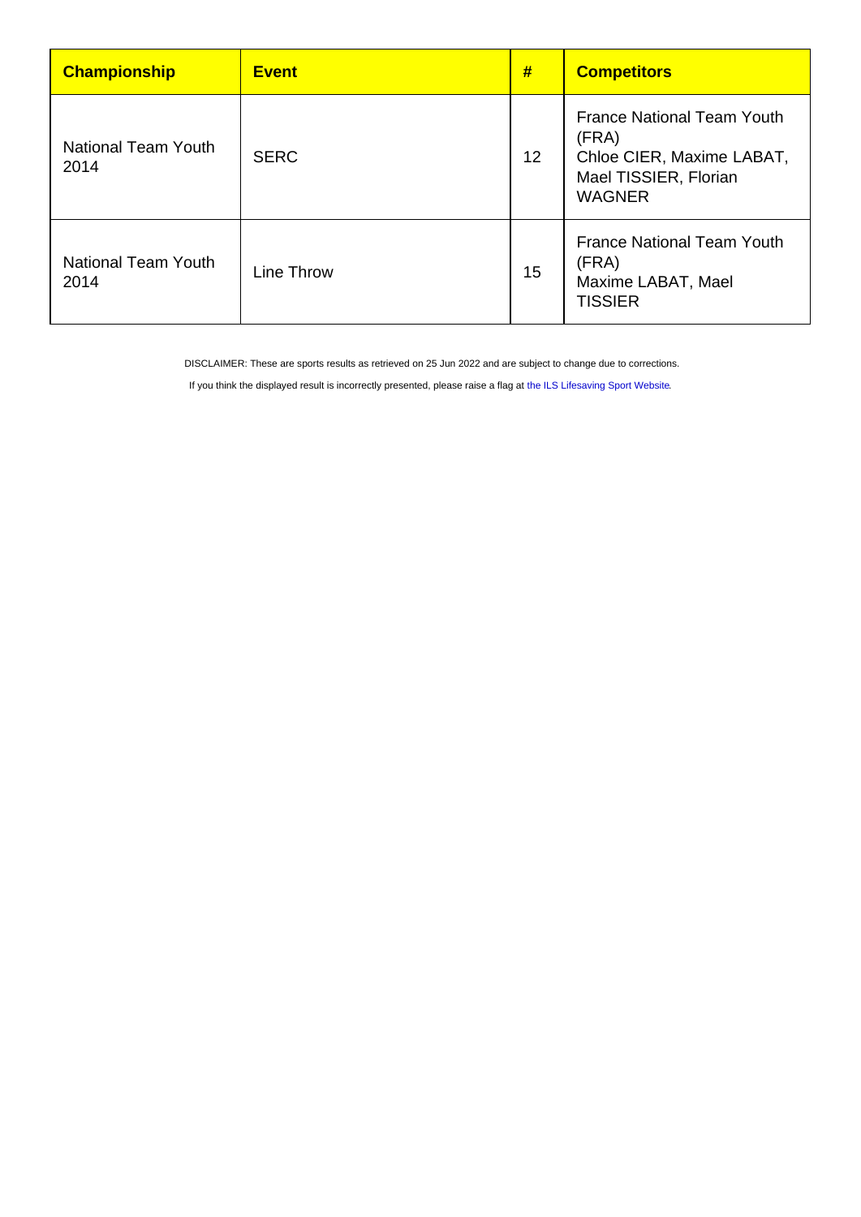| Championship | Event | # | Competitors |
|---|---|---|---|
| National Team Youth 2014 | SERC | 12 | France National Team Youth (FRA) Chloe CIER, Maxime LABAT, Mael TISSIER, Florian WAGNER |
| National Team Youth 2014 | Line Throw | 15 | France National Team Youth (FRA) Maxime LABAT, Mael TISSIER |

DISCLAIMER: These are sports results as retrieved on 25 Jun 2022 and are subject to change due to corrections.

If you think the displayed result is incorrectly presented, please raise a flag at the ILS Lifesaving Sport Website.